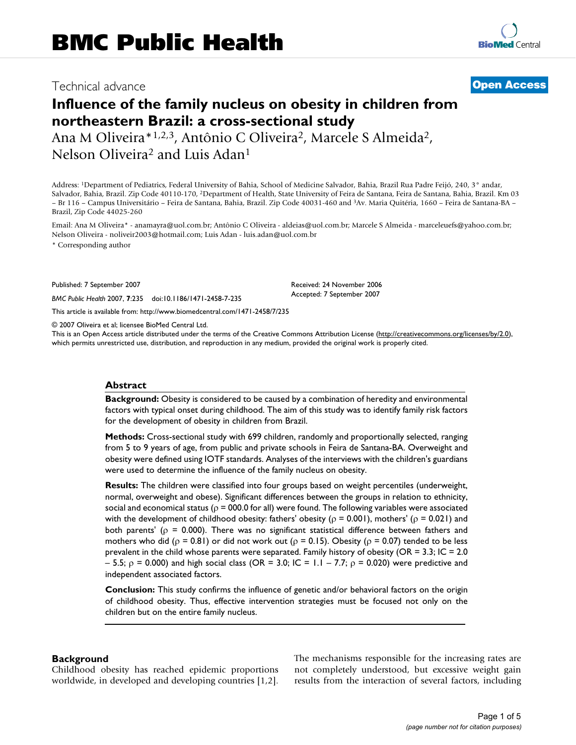# BMC Public Health

Technical advance

**Open Access**

# Influence of the family nucleus on obesity in children from northeastern Brazil: a cross-sectional study

Ana M Oliveira*[1,2,3], Antônio C Oliveira[2], Marcele S Almeida[2], Nelson Oliveira[2] and Luis Adan[1]

Address: [1]Department of Pediatrics, Federal University of Bahia, School of Medicine Salvador, Bahia, Brazil Rua Padre Feijó, 240, 3° andar, Salvador, Bahia, Brazil. Zip Code 40110-170, [2]Department of Health, State University of Feira de Santana, Feira de Santana, Bahia, Brazil. Km 03 – Br 116 – Campus Universitário – Feira de Santana, Bahia, Brazil. Zip Code 40031-460 and [3]Av. Maria Quitéria, 1660 – Feira de Santana-BA – Brazil, Zip Code 44025-260

Email: Ana M Oliveira* - anamayra@uol.com.br; Antônio C Oliveira - aldeias@uol.com.br; Marcele S Almeida - marceleuefs@yahoo.com.br; Nelson Oliveira - noliveir2003@hotmail.com; Luis Adan - luis.adan@uol.com.br

* Corresponding author

Published: 7 September 2007

*BMC Public Health* 2007, **7**:235 doi:10.1186/1471-2458-7-235

Received: 24 November 2006
Accepted: 7 September 2007

This article is available from: http://www.biomedcentral.com/1471-2458/7/235

© 2007 Oliveira et al; licensee BioMed Central Ltd.
This is an Open Access article distributed under the terms of the Creative Commons Attribution License (http://creativecommons.org/licenses/by/2.0), which permits unrestricted use, distribution, and reproduction in any medium, provided the original work is properly cited.

## Abstract

**Background:** Obesity is considered to be caused by a combination of heredity and environmental factors with typical onset during childhood. The aim of this study was to identify family risk factors for the development of obesity in children from Brazil.

**Methods:** Cross-sectional study with 699 children, randomly and proportionally selected, ranging from 5 to 9 years of age, from public and private schools in Feira de Santana-BA. Overweight and obesity were defined using IOTF standards. Analyses of the interviews with the children's guardians were used to determine the influence of the family nucleus on obesity.

**Results:** The children were classified into four groups based on weight percentiles (underweight, normal, overweight and obese). Significant differences between the groups in relation to ethnicity, social and economical status ($\rho$ = 000.0 for all) were found. The following variables were associated with the development of childhood obesity: fathers' obesity ($\rho$ = 0.001), mothers' ($\rho$ = 0.021) and both parents' ($\rho$ = 0.000). There was no significant statistical difference between fathers and mothers who did ($\rho$ = 0.81) or did not work out ($\rho$ = 0.15). Obesity ($\rho$ = 0.07) tended to be less prevalent in the child whose parents were separated. Family history of obesity (OR = 3.3; IC = 2.0 – 5.5; $\rho$ = 0.000) and high social class (OR = 3.0; IC = 1.1 – 7.7; $\rho$ = 0.020) were predictive and independent associated factors.

**Conclusion:** This study confirms the influence of genetic and/or behavioral factors on the origin of childhood obesity. Thus, effective intervention strategies must be focused not only on the children but on the entire family nucleus.

## Background

Childhood obesity has reached epidemic proportions worldwide, in developed and developing countries [1,2]. The mechanisms responsible for the increasing rates are not completely understood, but excessive weight gain results from the interaction of several factors, including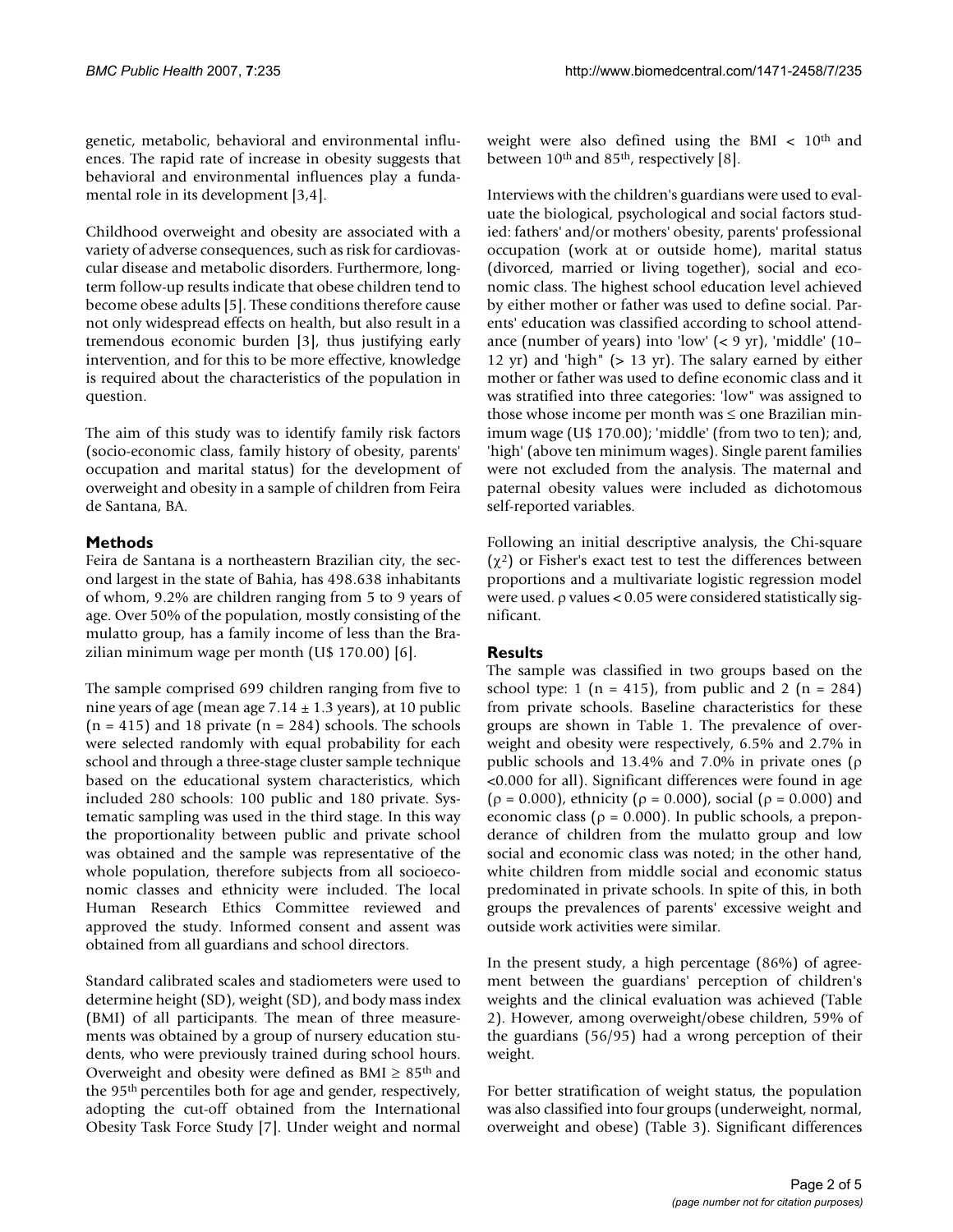genetic, metabolic, behavioral and environmental influences. The rapid rate of increase in obesity suggests that behavioral and environmental influences play a fundamental role in its development [3,4].

Childhood overweight and obesity are associated with a variety of adverse consequences, such as risk for cardiovascular disease and metabolic disorders. Furthermore, long-term follow-up results indicate that obese children tend to become obese adults [5]. These conditions therefore cause not only widespread effects on health, but also result in a tremendous economic burden [3], thus justifying early intervention, and for this to be more effective, knowledge is required about the characteristics of the population in question.

The aim of this study was to identify family risk factors (socio-economic class, family history of obesity, parents' occupation and marital status) for the development of overweight and obesity in a sample of children from Feira de Santana, BA.

## Methods

Feira de Santana is a northeastern Brazilian city, the second largest in the state of Bahia, has 498.638 inhabitants of whom, 9.2% are children ranging from 5 to 9 years of age. Over 50% of the population, mostly consisting of the mulatto group, has a family income of less than the Brazilian minimum wage per month (U$ 170.00) [6].

The sample comprised 699 children ranging from five to nine years of age (mean age 7.14 ± 1.3 years), at 10 public (n = 415) and 18 private (n = 284) schools. The schools were selected randomly with equal probability for each school and through a three-stage cluster sample technique based on the educational system characteristics, which included 280 schools: 100 public and 180 private. Systematic sampling was used in the third stage. In this way the proportionality between public and private school was obtained and the sample was representative of the whole population, therefore subjects from all socioeconomic classes and ethnicity were included. The local Human Research Ethics Committee reviewed and approved the study. Informed consent and assent was obtained from all guardians and school directors.

Standard calibrated scales and stadiometers were used to determine height (SD), weight (SD), and body mass index (BMI) of all participants. The mean of three measurements was obtained by a group of nursery education students, who were previously trained during school hours. Overweight and obesity were defined as BMI ≥ 85$^{th}$ and the 95$^{th}$ percentiles both for age and gender, respectively, adopting the cut-off obtained from the International Obesity Task Force Study [7]. Under weight and normal weight were also defined using the BMI < 10$^{th}$ and between 10$^{th}$ and 85$^{th}$, respectively [8].

Interviews with the children's guardians were used to evaluate the biological, psychological and social factors studied: fathers' and/or mothers' obesity, parents' professional occupation (work at or outside home), marital status (divorced, married or living together), social and economic class. The highest school education level achieved by either mother or father was used to define social. Parents' education was classified according to school attendance (number of years) into 'low' (< 9 yr), 'middle' (10–12 yr) and 'high" (> 13 yr). The salary earned by either mother or father was used to define economic class and it was stratified into three categories: 'low" was assigned to those whose income per month was ≤ one Brazilian minimum wage (U$ 170.00); 'middle' (from two to ten); and, 'high' (above ten minimum wages). Single parent families were not excluded from the analysis. The maternal and paternal obesity values were included as dichotomous self-reported variables.

Following an initial descriptive analysis, the Chi-square ($\chi^2$) or Fisher's exact test to test the differences between proportions and a multivariate logistic regression model were used. $\rho$ values < 0.05 were considered statistically significant.

## Results

The sample was classified in two groups based on the school type: 1 (n = 415), from public and 2 (n = 284) from private schools. Baseline characteristics for these groups are shown in Table 1. The prevalence of overweight and obesity were respectively, 6.5% and 2.7% in public schools and 13.4% and 7.0% in private ones ($\rho$ <0.000 for all). Significant differences were found in age ($\rho$ = 0.000), ethnicity ($\rho$ = 0.000), social ($\rho$ = 0.000) and economic class ($\rho$ = 0.000). In public schools, a preponderance of children from the mulatto group and low social and economic class was noted; in the other hand, white children from middle social and economic status predominated in private schools. In spite of this, in both groups the prevalences of parents' excessive weight and outside work activities were similar.

In the present study, a high percentage (86%) of agreement between the guardians' perception of children's weights and the clinical evaluation was achieved (Table 2). However, among overweight/obese children, 59% of the guardians (56/95) had a wrong perception of their weight.

For better stratification of weight status, the population was also classified into four groups (underweight, normal, overweight and obese) (Table 3). Significant differences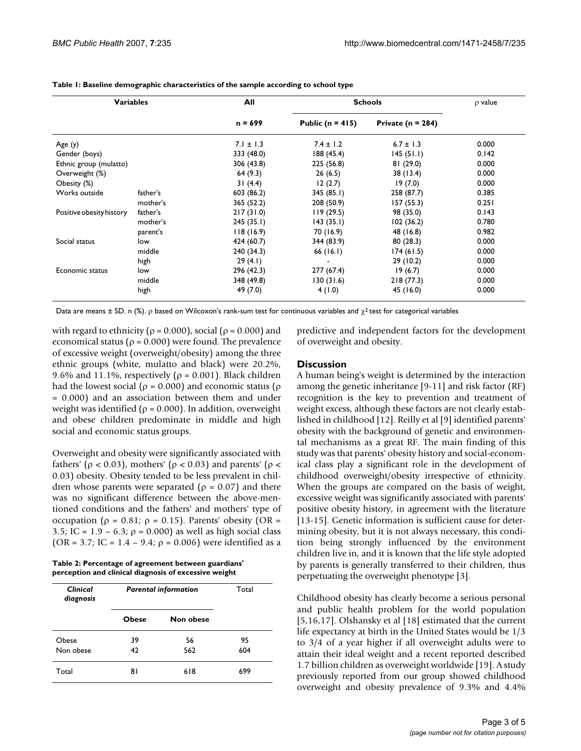**Table 1: Baseline demographic characteristics of the sample according to school type**

| Variables | | All | Schools | | ρ value |
|---|---|---|---|---|---|
| | | n = 699 | Public (n = 415) | Private (n = 284) | |
| Age (y) | | 7.1 ± 1.3 | 7.4 ± 1.2 | 6.7 ± 1.3 | 0.000 |
| Gender (boys) | | 333 (48.0) | 188 (45.4) | 145 (51.1) | 0.142 |
| Ethnic group (mulatto) | | 306 (43.8) | 225 (56.8) | 81 (29.0) | 0.000 |
| Overweight (%) | | 64 (9.3) | 26 (6.5) | 38 (13.4) | 0.000 |
| Obesity (%) | | 31 (4.4) | 12 (2.7) | 19 (7.0) | 0.000 |
| Works outside | father's | 603 (86.2) | 345 (85.1) | 258 (87.7) | 0.385 |
| | mother's | 365 (52.2) | 208 (50.9) | 157 (55.3) | 0.251 |
| Positive obesity history | father's | 217 (31.0) | 119 (29.5) | 98 (35.0) | 0.143 |
| | mother's | 245 (35.1) | 143 (35.1) | 102 (36.2) | 0.780 |
| | parent's | 118 (16.9) | 70 (16.9) | 48 (16.8) | 0.982 |
| Social status | low | 424 (60.7) | 344 (83.9) | 80 (28.3) | 0.000 |
| | middle | 240 (34.3) | 66 (16.1) | 174 (61.5) | 0.000 |
| | high | 29 (4.1) | - | 29 (10.2) | 0.000 |
| Economic status | low | 296 (42.3) | 277 (67.4) | 19 (6.7) | 0.000 |
| | middle | 348 (49.8) | 130 (31.6) | 218 (77.3) | 0.000 |
| | high | 49 (7.0) | 4 (1.0) | 45 (16.0) | 0.000 |

Data are means ± SD. n (%). ρ based on Wilcoxon's rank-sum test for continuous variables and $\chi^2$ test for categorical variables

with regard to ethnicity (ρ = 0.000), social (ρ = 0.000) and economical status (ρ = 0.000) were found. The prevalence of excessive weight (overweight/obesity) among the three ethnic groups (white, mulatto and black) were 20.2%, 9.6% and 11.1%, respectively (ρ = 0.001). Black children had the lowest social (ρ = 0.000) and economic status (ρ = 0.000) and an association between them and under weight was identified (ρ = 0.000). In addition, overweight and obese children predominate in middle and high social and economic status groups.

Overweight and obesity were significantly associated with fathers' (ρ < 0.03), mothers' (ρ < 0.03) and parents' (ρ < 0.03) obesity. Obesity tended to be less prevalent in children whose parents were separated (ρ = 0.07) and there was no significant difference between the above-mentioned conditions and the fathers' and mothers' type of occupation (ρ = 0.81; ρ = 0.15). Parents' obesity (OR = 3.5; IC = 1.9 – 6.3; ρ = 0.000) as well as high social class (OR = 3.7; IC = 1.4 – 9.4; ρ = 0.006) were identified as a predictive and independent factors for the development of overweight and obesity.

**Table 2: Percentage of agreement between guardians' perception and clinical diagnosis of excessive weight**

| *Clinical diagnosis* | *Parental information* | | Total |
|---|---|---|---|
| | **Obese** | **Non obese** | |
| Obese | 39 | 56 | 95 |
| Non obese | 42 | 562 | 604 |
| Total | 81 | 618 | 699 |

## Discussion

A human being's weight is determined by the interaction among the genetic inheritance [9-11] and risk factor (RF) recognition is the key to prevention and treatment of weight excess, although these factors are not clearly established in childhood [12]. Reilly et al [9] identified parents' obesity with the background of genetic and environmental mechanisms as a great RF. The main finding of this study was that parents' obesity history and social-economical class play a significant role in the development of childhood overweight/obesity irrespective of ethnicity. When the groups are compared on the basis of weight, excessive weight was significantly associated with parents' positive obesity history, in agreement with the literature [13-15]. Genetic information is sufficient cause for determining obesity, but it is not always necessary, this condition being strongly influenced by the environment children live in, and it is known that the life style adopted by parents is generally transferred to their children, thus perpetuating the overweight phenotype [3].

Childhood obesity has clearly become a serious personal and public health problem for the world population [5,16,17]. Olshansky et al [18] estimated that the current life expectancy at birth in the United States would be 1/3 to 3/4 of a year higher if all overweight adults were to attain their ideal weight and a recent reported described 1.7 billion children as overweight worldwide [19]. A study previously reported from our group showed childhood overweight and obesity prevalence of 9.3% and 4.4%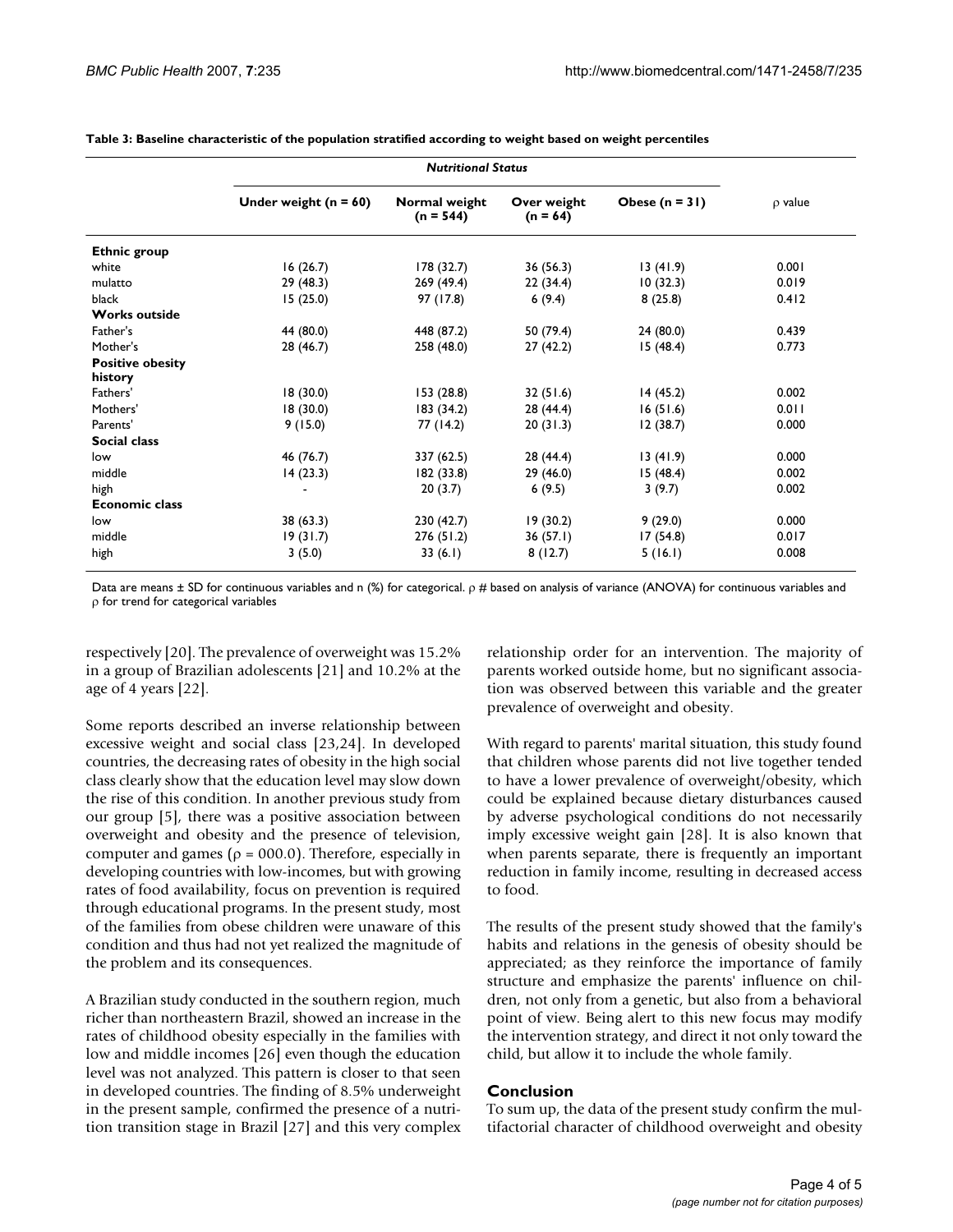**Table 3: Baseline characteristic of the population stratified according to weight based on weight percentiles**

| | *Nutritional Status* | | | | |
|---|---|---|---|---|---|
| | **Under weight (n = 60)** | **Normal weight (n = 544)** | **Over weight (n = 64)** | **Obese (n = 31)** | ρ value |
| **Ethnic group** | | | | | |
| white | 16 (26.7) | 178 (32.7) | 36 (56.3) | 13 (41.9) | 0.001 |
| mulatto | 29 (48.3) | 269 (49.4) | 22 (34.4) | 10 (32.3) | 0.019 |
| black | 15 (25.0) | 97 (17.8) | 6 (9.4) | 8 (25.8) | 0.412 |
| **Works outside** | | | | | |
| Father's | 44 (80.0) | 448 (87.2) | 50 (79.4) | 24 (80.0) | 0.439 |
| Mother's | 28 (46.7) | 258 (48.0) | 27 (42.2) | 15 (48.4) | 0.773 |
| **Positive obesity history** | | | | | |
| Fathers' | 18 (30.0) | 153 (28.8) | 32 (51.6) | 14 (45.2) | 0.002 |
| Mothers' | 18 (30.0) | 183 (34.2) | 28 (44.4) | 16 (51.6) | 0.011 |
| Parents' | 9 (15.0) | 77 (14.2) | 20 (31.3) | 12 (38.7) | 0.000 |
| **Social class** | | | | | |
| low | 46 (76.7) | 337 (62.5) | 28 (44.4) | 13 (41.9) | 0.000 |
| middle | 14 (23.3) | 182 (33.8) | 29 (46.0) | 15 (48.4) | 0.002 |
| high | - | 20 (3.7) | 6 (9.5) | 3 (9.7) | 0.002 |
| **Economic class** | | | | | |
| low | 38 (63.3) | 230 (42.7) | 19 (30.2) | 9 (29.0) | 0.000 |
| middle | 19 (31.7) | 276 (51.2) | 36 (57.1) | 17 (54.8) | 0.017 |
| high | 3 (5.0) | 33 (6.1) | 8 (12.7) | 5 (16.1) | 0.008 |

Data are means ± SD for continuous variables and n (%) for categorical. ρ # based on analysis of variance (ANOVA) for continuous variables and ρ for trend for categorical variables

respectively [20]. The prevalence of overweight was 15.2% in a group of Brazilian adolescents [21] and 10.2% at the age of 4 years [22].

Some reports described an inverse relationship between excessive weight and social class [23,24]. In developed countries, the decreasing rates of obesity in the high social class clearly show that the education level may slow down the rise of this condition. In another previous study from our group [5], there was a positive association between overweight and obesity and the presence of television, computer and games (ρ = 000.0). Therefore, especially in developing countries with low-incomes, but with growing rates of food availability, focus on prevention is required through educational programs. In the present study, most of the families from obese children were unaware of this condition and thus had not yet realized the magnitude of the problem and its consequences.

A Brazilian study conducted in the southern region, much richer than northeastern Brazil, showed an increase in the rates of childhood obesity especially in the families with low and middle incomes [26] even though the education level was not analyzed. This pattern is closer to that seen in developed countries. The finding of 8.5% underweight in the present sample, confirmed the presence of a nutrition transition stage in Brazil [27] and this very complex relationship order for an intervention. The majority of parents worked outside home, but no significant association was observed between this variable and the greater prevalence of overweight and obesity.

With regard to parents' marital situation, this study found that children whose parents did not live together tended to have a lower prevalence of overweight/obesity, which could be explained because dietary disturbances caused by adverse psychological conditions do not necessarily imply excessive weight gain [28]. It is also known that when parents separate, there is frequently an important reduction in family income, resulting in decreased access to food.

The results of the present study showed that the family's habits and relations in the genesis of obesity should be appreciated; as they reinforce the importance of family structure and emphasize the parents' influence on children, not only from a genetic, but also from a behavioral point of view. Being alert to this new focus may modify the intervention strategy, and direct it not only toward the child, but allow it to include the whole family.

## Conclusion

To sum up, the data of the present study confirm the multifactorial character of childhood overweight and obesity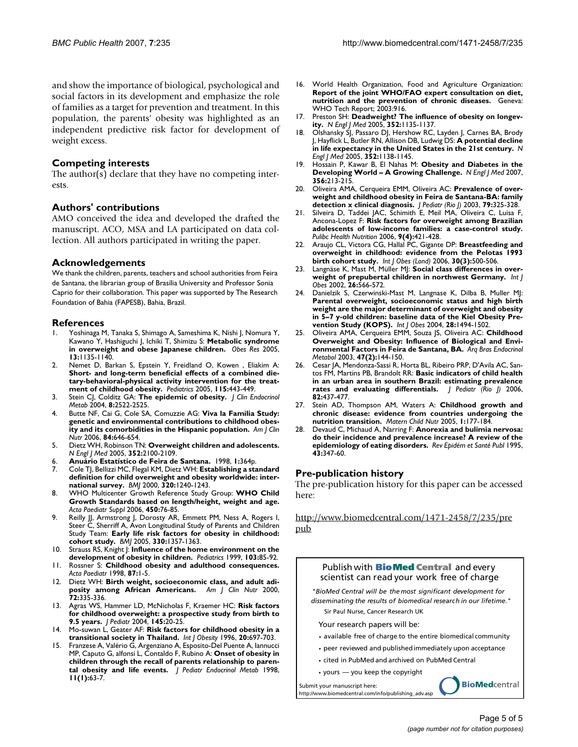and show the importance of biological, psychological and social factors in its development and emphasize the role of families as a target for prevention and treatment. In this population, the parents' obesity was highlighted as an independent predictive risk factor for development of weight excess.

## Competing interests

The author(s) declare that they have no competing interests.

## Authors' contributions

AMO conceived the idea and developed the drafted the manuscript. ACO, MSA and LA participated on data collection. All authors participated in writing the paper.

## Acknowledgements

We thank the children, parents, teachers and school authorities from Feira de Santana, the librarian group of Brasília University and Professor Sonia Caprio for their collaboration. This paper was supported by The Research Foundation of Bahia (FAPESB), Bahia, Brazil.

## References

1. Yoshinaga M, Tanaka S, Shimago A, Sameshima K, Nishi J, Nomura Y, Kawano Y, Hashiguchi J, Ichiki T, Shimizu S: **Metabolic syndrome in overweight and obese Japanese children.** *Obes Res* 2005, **13:**1135-1140.
2. Nemet D, Barkan S, Epstein Y, Freidland O, Kowen , Eliakim A: **Short- and long-term beneficial effects of a combined dietary-behavioral-physical activity intervention for the treatment of childhood obesity.** *Pediatrics* 2005, **115:**443-449.
3. Stein CJ, Colditz GA: **The epidemic of obesity.** *J Clin Endocrinol Metab* 2004, **8:**2522-2525.
4. Butte NF, Cai G, Cole SA, Comuzzie AG: **Viva la Familia Study: genetic and environmental contributions to childhood obesity and its comorbidities in the Hispanic population.** *Am J Clin Nutr* 2006, **84:**646-654.
5. Dietz WH, Robinson TN: **Overweight children and adolescents.** *N Engl J Med* 2005, **352:**2100-2109.
6. **Anuário Estatístico de Feira de Santana.** 1998, **1:**364p.
7. Cole TJ, Bellizzi MC, Flegal KM, Dietz WH: **Establishing a standard definition for child overweight and obesity worldwide: international survey.** *BMJ* 2000, **320:**1240-1243.
8. WHO Multicenter Growth Reference Study Group: **WHO Child Growth Standards based on length/height, weight and age.** *Acta Paediatr Suppl* 2006, **450:**76-85.
9. Reilly JJ, Armstrong J, Dorosty AR, Emmett PM, Ness A, Rogers I, Steer C, Sherriff A, Avon Longitudinal Study of Parents and Children Study Team: **Early life risk factors for obesity in childhood: cohort study.** *BMJ* 2005, **330:**1357-1363.
10. Strauss RS, Knight J: **Influence of the home environment on the development of obesity in children.** *Pediatrics* 1999, **103:**85-92.
11. Rossner S: **Childhood obesity and adulthood consequences.** *Acta Paediatr* 1998, **87:**1-5.
12. Dietz WH: **Birth weight, socioeconomic class, and adult adiposity among African Americans.** *Am J Clin Nutr* 2000, **72:**335-336.
13. Agras WS, Hammer LD, McNicholas F, Kraemer HC: **Risk factors for childhood overweight: a prospective study from birth to 9.5 years.** *J Pediatr* 2004, **145:**20-25.
14. Mo-suwan L, Geater AF: **Risk factors for childhood obesity in a transitional society in Thailand.** *Int J Obesity* 1996, **20:**697-703.
15. Franzese A, Valério G, Argenziano A, Esposito-Del Puente A, Iannucci MP, Caputo G, alfonsi L, Contaldo F, Rubino A: **Onset of obesity in children through the recall of parents relationship to parental obesity and life events.** *J Pediatr Endocrinol Metab* 1998, **11(1):**63-7.
16. World Health Organization, Food and Agriculture Organization: **Report of the joint WHO/FAO expert consultation on diet, nutrition and the prevention of chronic diseases.** Geneva: WHO Tech Report; 2003:916.
17. Preston SH: **Deadweight? The influence of obesity on longevity.** *N Engl J Med* 2005, **352:**1135-1137.
18. Olshansky SJ, Passaro DJ, Hershow RC, Layden J, Carnes BA, Brody J, Hayflick L, Butler RN, Allison DB, Ludwig DS: **A potential decline in life expectancy in the United States in the 21st century.** *N Engl J Med* 2005, **352:**1138-1145.
19. Hossain P, Kawar B, El Nahas M: **Obesity and Diabetes in the Developing World – A Growing Challenge.** *N Engl J Med* 2007, **356:**213-215.
20. Oliveira AMA, Cerqueira EMM, Oliveira AC: **Prevalence of overweight and childhood obesity in Feira de Santana-BA: family detection x clinical diagnosis.** *J Pediatr (Rio J)* 2003, **79:**325-328.
21. Silveira D, Taddei JAC, Schimith E, Meil MA, Oliveira C, Luisa F, Ancona-Lopez F: **Risk factors for overweight among Brazilian adolescents of low-income families: a case-control study.** *Pulibc Health Nutrition* 2006, **9(4):**421-428.
22. Araujo CL, Victora CG, Hallal PC, Gigante DP: **Breastfeeding and overweight in childhood: evidence from the Pelotas 1993 birth cohort study.** *Int J Obes (Lond)* 2006, **30(3):**500-506.
23. Langnäse K, Mast M, Müller MJ: **Social class differences in overweight of prepubertal children in northwest Germany.** *Int J Obes* 2002, **26:**566-572.
24. Danielzik S, Czerwinski-Mast M, Langnase K, Dilba B, Muller MJ: **Parental overweight, socioeconomic status and high birth weight are the major determinant of overweight and obesity in 5–7 y-old children: baseline data of the Kiel Obesity Prevention Study (KOPS).** *Int J Obes* 2004, **28:**1494-1502.
25. Oliveira AMA, Cerqueira EMM, Souza JS, Oliveira AC: **Childhood Overweight and Obesity: Influence of Biological and Environmental Factors in Feira de Santana, BA.** *Arq Bras Endocrinol Metabol* 2003, **47(2):**144-150.
26. Cesar JA, Mendonza-Sassi R, Horta BL, Ribeiro PRP, D'Avila AC, Santos FM, Martins PB, Brandolt RR: **Basic indicators of child health in an urban area in southern Brazil: estimating prevalence rates and evaluating differentials.** *J Pediatr (Rio J)* 2006, **82:**437-477.
27. Stein AD, Thompson AM, Waters A: **Childhood growth and chronic disease: evidence from countries undergoing the nutrition transition.** *Matern Child Nutr* 2005, **1:**177-184.
28. Devaud C, Michaud A, Narring F: **Anorexia and bulimia nervosa: do their incidence and prevalence increase? A review of the epidemiology of eating disorders.** *Rev Epidém et Santé Publ* 1995, **43:**347-60.

## Pre-publication history

The pre-publication history for this paper can be accessed here:

http://www.biomedcentral.com/1471-2458/7/235/prepub

Publish with **BioMed Central** and every scientist can read your work free of charge

*"BioMed Central will be the most significant development for disseminating the results of biomedical research in our lifetime."*
Sir Paul Nurse, Cancer Research UK

Your research papers will be:

- available free of charge to the entire biomedical community
- peer reviewed and published immediately upon acceptance
- cited in PubMed and archived on PubMed Central
- yours — you keep the copyright

Submit your manuscript here:
http://www.biomedcentral.com/info/publishing_adv.asp

BioMedcentral